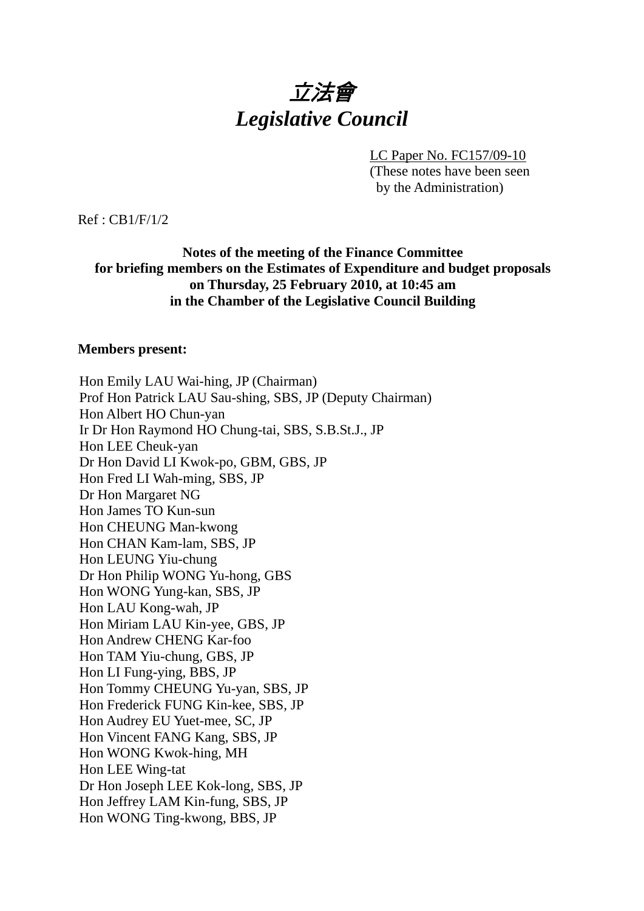# *立法會*
# *Legislative Council*

LC Paper No. FC157/09-10
(These notes have been seen by the Administration)

Ref : CB1/F/1/2

**Notes of the meeting of the Finance Committee for briefing members on the Estimates of Expenditure and budget proposals on Thursday, 25 February 2010, at 10:45 am in the Chamber of the Legislative Council Building**

**Members present:**

Hon Emily LAU Wai-hing, JP (Chairman)
Prof Hon Patrick LAU Sau-shing, SBS, JP (Deputy Chairman)
Hon Albert HO Chun-yan
Ir Dr Hon Raymond HO Chung-tai, SBS, S.B.St.J., JP
Hon LEE Cheuk-yan
Dr Hon David LI Kwok-po, GBM, GBS, JP
Hon Fred LI Wah-ming, SBS, JP
Dr Hon Margaret NG
Hon James TO Kun-sun
Hon CHEUNG Man-kwong
Hon CHAN Kam-lam, SBS, JP
Hon LEUNG Yiu-chung
Dr Hon Philip WONG Yu-hong, GBS
Hon WONG Yung-kan, SBS, JP
Hon LAU Kong-wah, JP
Hon Miriam LAU Kin-yee, GBS, JP
Hon Andrew CHENG Kar-foo
Hon TAM Yiu-chung, GBS, JP
Hon LI Fung-ying, BBS, JP
Hon Tommy CHEUNG Yu-yan, SBS, JP
Hon Frederick FUNG Kin-kee, SBS, JP
Hon Audrey EU Yuet-mee, SC, JP
Hon Vincent FANG Kang, SBS, JP
Hon WONG Kwok-hing, MH
Hon LEE Wing-tat
Dr Hon Joseph LEE Kok-long, SBS, JP
Hon Jeffrey LAM Kin-fung, SBS, JP
Hon WONG Ting-kwong, BBS, JP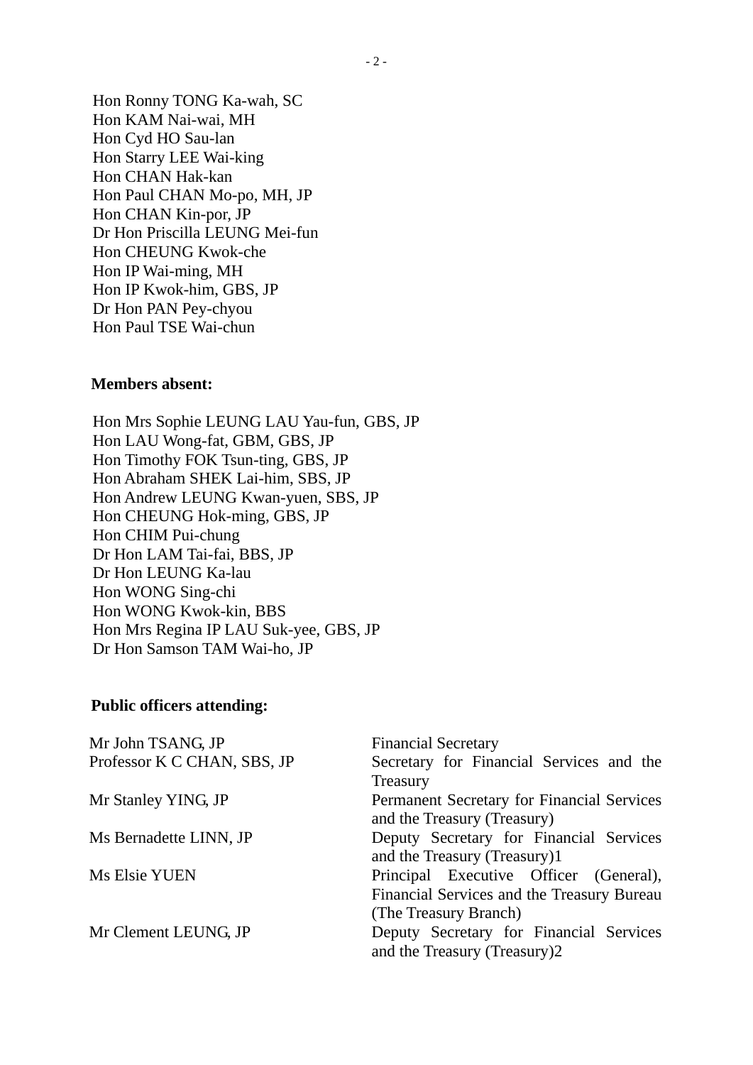Hon Ronny TONG Ka-wah, SC
Hon KAM Nai-wai, MH
Hon Cyd HO Sau-lan
Hon Starry LEE Wai-king
Hon CHAN Hak-kan
Hon Paul CHAN Mo-po, MH, JP
Hon CHAN Kin-por, JP
Dr Hon Priscilla LEUNG Mei-fun
Hon CHEUNG Kwok-che
Hon IP Wai-ming, MH
Hon IP Kwok-him, GBS, JP
Dr Hon PAN Pey-chyou
Hon Paul TSE Wai-chun

**Members absent:**

Hon Mrs Sophie LEUNG LAU Yau-fun, GBS, JP
Hon LAU Wong-fat, GBM, GBS, JP
Hon Timothy FOK Tsun-ting, GBS, JP
Hon Abraham SHEK Lai-him, SBS, JP
Hon Andrew LEUNG Kwan-yuen, SBS, JP
Hon CHEUNG Hok-ming, GBS, JP
Hon CHIM Pui-chung
Dr Hon LAM Tai-fai, BBS, JP
Dr Hon LEUNG Ka-lau
Hon WONG Sing-chi
Hon WONG Kwok-kin, BBS
Hon Mrs Regina IP LAU Suk-yee, GBS, JP
Dr Hon Samson TAM Wai-ho, JP

**Public officers attending:**

| | |
|---|---|
| Mr John TSANG, JP | Financial Secretary |
| Professor K C CHAN, SBS, JP | Secretary for Financial Services and the Treasury |
| Mr Stanley YING, JP | Permanent Secretary for Financial Services and the Treasury (Treasury) |
| Ms Bernadette LINN, JP | Deputy Secretary for Financial Services and the Treasury (Treasury)1 |
| Ms Elsie YUEN | Principal Executive Officer (General), Financial Services and the Treasury Bureau (The Treasury Branch) |
| Mr Clement LEUNG, JP | Deputy Secretary for Financial Services and the Treasury (Treasury)2 |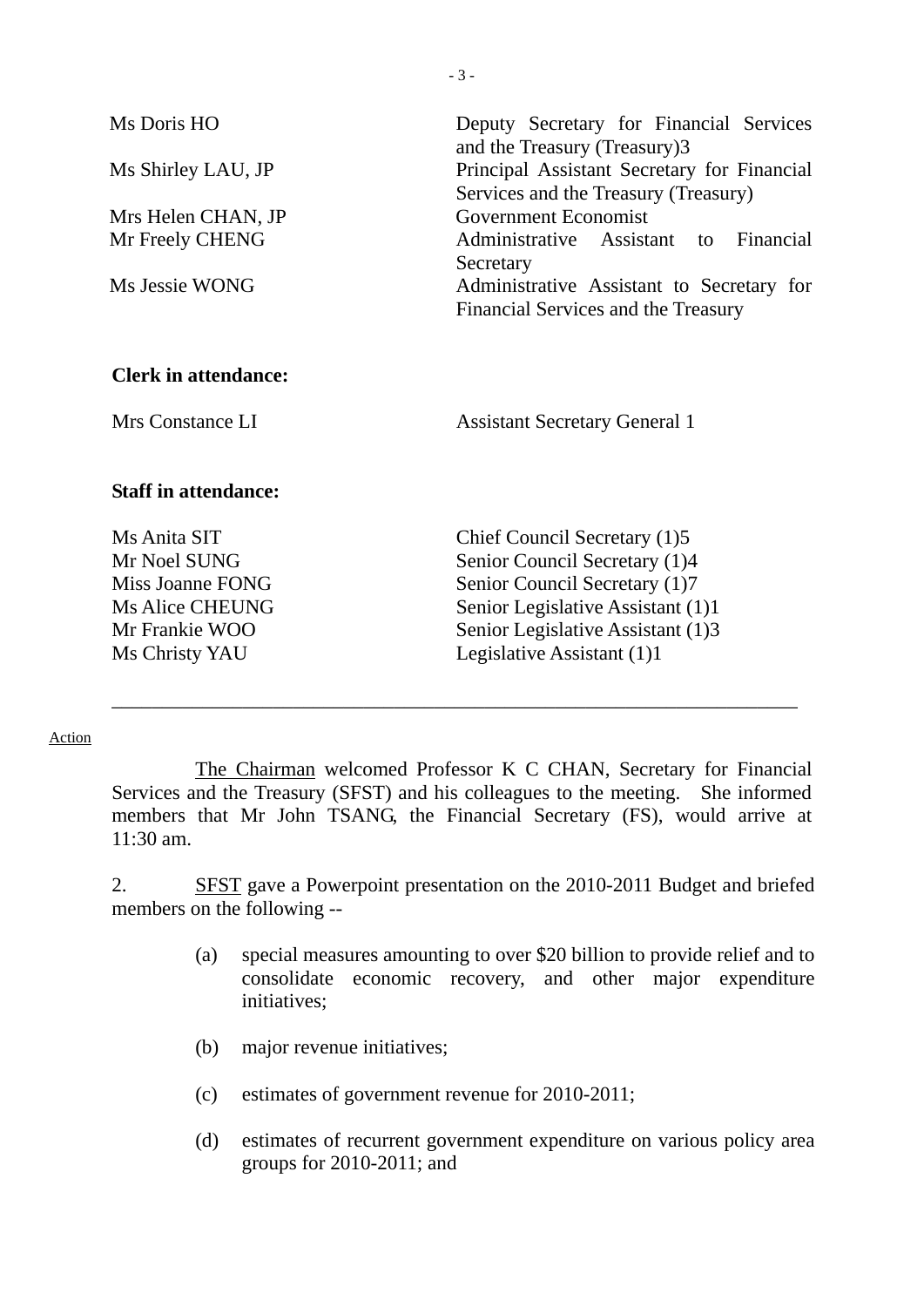| | |
|---|---|
| Ms Doris HO | Deputy Secretary for Financial Services and the Treasury (Treasury)3 |
| Ms Shirley LAU, JP | Principal Assistant Secretary for Financial Services and the Treasury (Treasury) |
| Mrs Helen CHAN, JP | Government Economist |
| Mr Freely CHENG | Administrative Assistant to Financial Secretary |
| Ms Jessie WONG | Administrative Assistant to Secretary for Financial Services and the Treasury |

**Clerk in attendance:**

| | |
|---|---|
| Mrs Constance LI | Assistant Secretary General 1 |

**Staff in attendance:**

| | |
|---|---|
| Ms Anita SIT | Chief Council Secretary (1)5 |
| Mr Noel SUNG | Senior Council Secretary (1)4 |
| Miss Joanne FONG | Senior Council Secretary (1)7 |
| Ms Alice CHEUNG | Senior Legislative Assistant (1)1 |
| Mr Frankie WOO | Senior Legislative Assistant (1)3 |
| Ms Christy YAU | Legislative Assistant (1)1 |

---

Action

The Chairman welcomed Professor K C CHAN, Secretary for Financial Services and the Treasury (SFST) and his colleagues to the meeting. She informed members that Mr John TSANG, the Financial Secretary (FS), would arrive at 11:30 am.

2. SFST gave a Powerpoint presentation on the 2010-2011 Budget and briefed members on the following --

(a) special measures amounting to over $20 billion to provide relief and to consolidate economic recovery, and other major expenditure initiatives;

(b) major revenue initiatives;

(c) estimates of government revenue for 2010-2011;

(d) estimates of recurrent government expenditure on various policy area groups for 2010-2011; and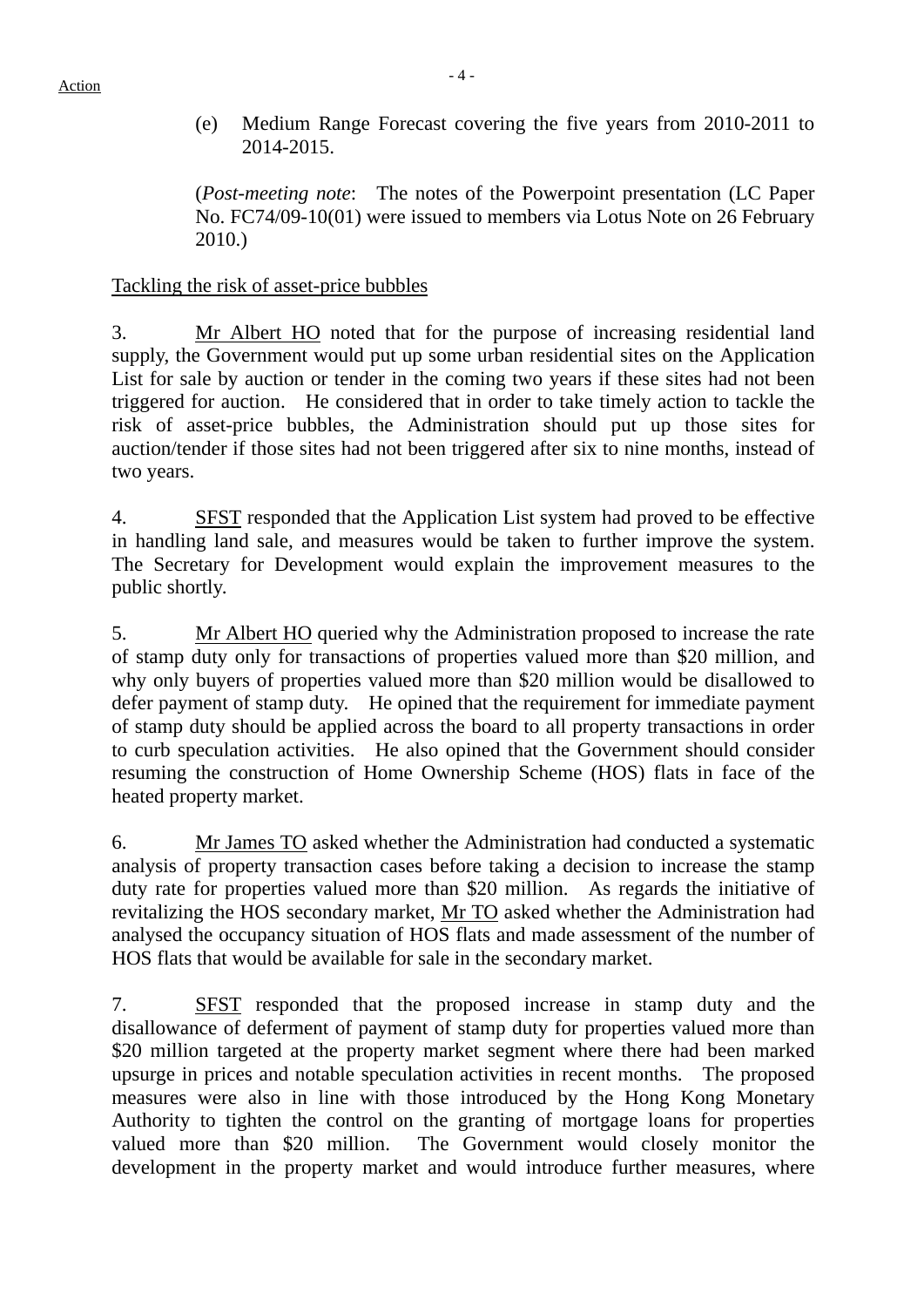(e) Medium Range Forecast covering the five years from 2010-2011 to 2014-2015.

(*Post-meeting note*: The notes of the Powerpoint presentation (LC Paper No. FC74/09-10(01) were issued to members via Lotus Note on 26 February 2010.)

<u>Tackling the risk of asset-price bubbles</u>

3. <u>Mr Albert HO</u> noted that for the purpose of increasing residential land supply, the Government would put up some urban residential sites on the Application List for sale by auction or tender in the coming two years if these sites had not been triggered for auction. He considered that in order to take timely action to tackle the risk of asset-price bubbles, the Administration should put up those sites for auction/tender if those sites had not been triggered after six to nine months, instead of two years.

4. <u>SFST</u> responded that the Application List system had proved to be effective in handling land sale, and measures would be taken to further improve the system. The Secretary for Development would explain the improvement measures to the public shortly.

5. <u>Mr Albert HO</u> queried why the Administration proposed to increase the rate of stamp duty only for transactions of properties valued more than $20 million, and why only buyers of properties valued more than $20 million would be disallowed to defer payment of stamp duty. He opined that the requirement for immediate payment of stamp duty should be applied across the board to all property transactions in order to curb speculation activities. He also opined that the Government should consider resuming the construction of Home Ownership Scheme (HOS) flats in face of the heated property market.

6. <u>Mr James TO</u> asked whether the Administration had conducted a systematic analysis of property transaction cases before taking a decision to increase the stamp duty rate for properties valued more than $20 million. As regards the initiative of revitalizing the HOS secondary market, <u>Mr TO</u> asked whether the Administration had analysed the occupancy situation of HOS flats and made assessment of the number of HOS flats that would be available for sale in the secondary market.

7. <u>SFST</u> responded that the proposed increase in stamp duty and the disallowance of deferment of payment of stamp duty for properties valued more than $20 million targeted at the property market segment where there had been marked upsurge in prices and notable speculation activities in recent months. The proposed measures were also in line with those introduced by the Hong Kong Monetary Authority to tighten the control on the granting of mortgage loans for properties valued more than $20 million. The Government would closely monitor the development in the property market and would introduce further measures, where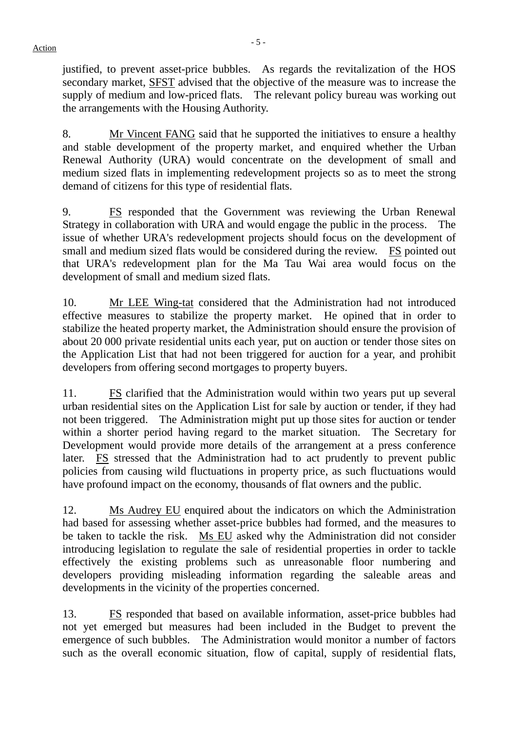justified, to prevent asset-price bubbles. As regards the revitalization of the HOS secondary market, SFST advised that the objective of the measure was to increase the supply of medium and low-priced flats. The relevant policy bureau was working out the arrangements with the Housing Authority.

8. Mr Vincent FANG said that he supported the initiatives to ensure a healthy and stable development of the property market, and enquired whether the Urban Renewal Authority (URA) would concentrate on the development of small and medium sized flats in implementing redevelopment projects so as to meet the strong demand of citizens for this type of residential flats.

9. FS responded that the Government was reviewing the Urban Renewal Strategy in collaboration with URA and would engage the public in the process. The issue of whether URA's redevelopment projects should focus on the development of small and medium sized flats would be considered during the review. FS pointed out that URA's redevelopment plan for the Ma Tau Wai area would focus on the development of small and medium sized flats.

10. Mr LEE Wing-tat considered that the Administration had not introduced effective measures to stabilize the property market. He opined that in order to stabilize the heated property market, the Administration should ensure the provision of about 20 000 private residential units each year, put on auction or tender those sites on the Application List that had not been triggered for auction for a year, and prohibit developers from offering second mortgages to property buyers.

11. FS clarified that the Administration would within two years put up several urban residential sites on the Application List for sale by auction or tender, if they had not been triggered. The Administration might put up those sites for auction or tender within a shorter period having regard to the market situation. The Secretary for Development would provide more details of the arrangement at a press conference later. FS stressed that the Administration had to act prudently to prevent public policies from causing wild fluctuations in property price, as such fluctuations would have profound impact on the economy, thousands of flat owners and the public.

12. Ms Audrey EU enquired about the indicators on which the Administration had based for assessing whether asset-price bubbles had formed, and the measures to be taken to tackle the risk. Ms EU asked why the Administration did not consider introducing legislation to regulate the sale of residential properties in order to tackle effectively the existing problems such as unreasonable floor numbering and developers providing misleading information regarding the saleable areas and developments in the vicinity of the properties concerned.

13. FS responded that based on available information, asset-price bubbles had not yet emerged but measures had been included in the Budget to prevent the emergence of such bubbles. The Administration would monitor a number of factors such as the overall economic situation, flow of capital, supply of residential flats,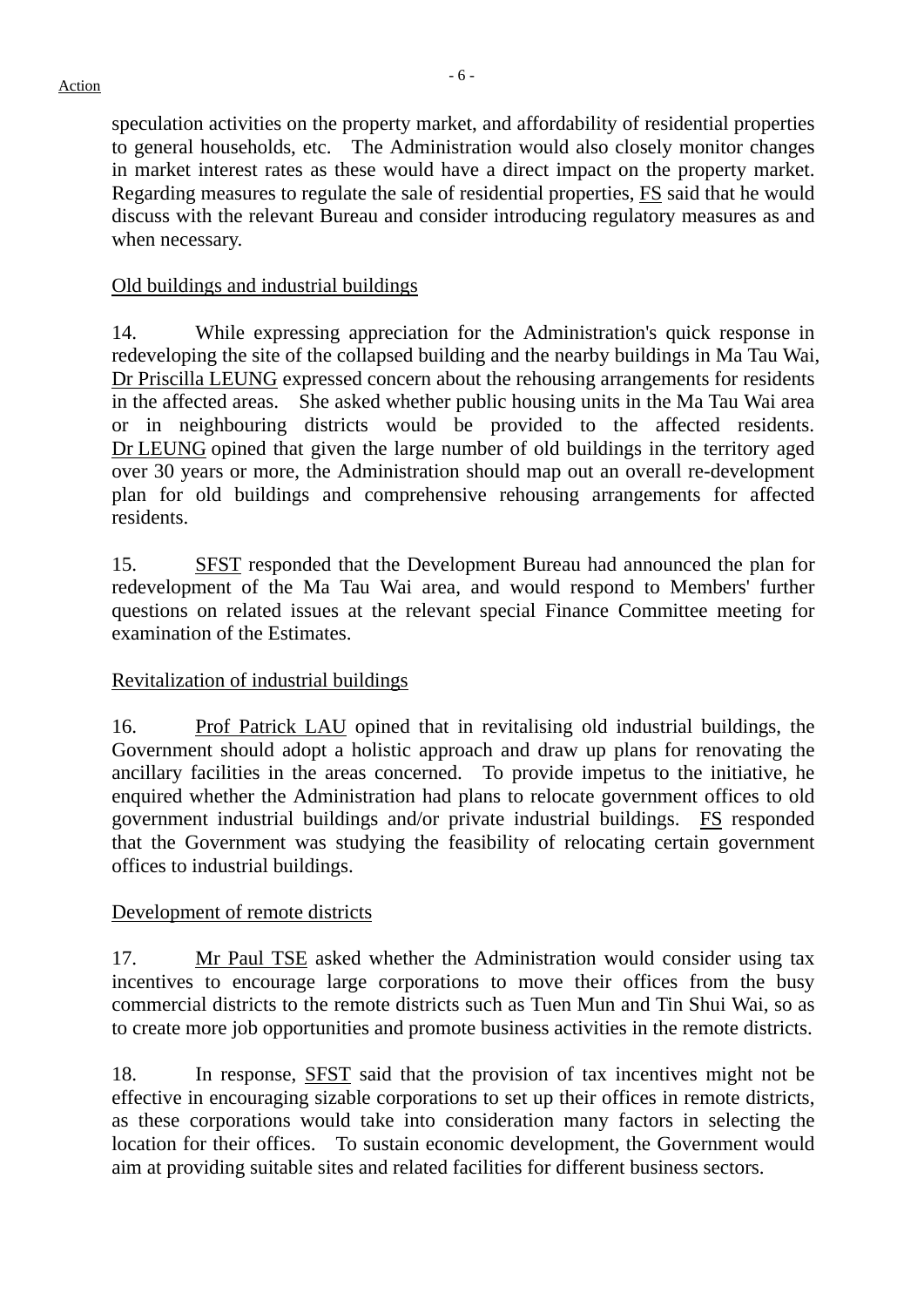speculation activities on the property market, and affordability of residential properties to general households, etc. The Administration would also closely monitor changes in market interest rates as these would have a direct impact on the property market. Regarding measures to regulate the sale of residential properties, FS said that he would discuss with the relevant Bureau and consider introducing regulatory measures as and when necessary.

Old buildings and industrial buildings

14. While expressing appreciation for the Administration's quick response in redeveloping the site of the collapsed building and the nearby buildings in Ma Tau Wai, Dr Priscilla LEUNG expressed concern about the rehousing arrangements for residents in the affected areas. She asked whether public housing units in the Ma Tau Wai area or in neighbouring districts would be provided to the affected residents. Dr LEUNG opined that given the large number of old buildings in the territory aged over 30 years or more, the Administration should map out an overall re-development plan for old buildings and comprehensive rehousing arrangements for affected residents.

15. SFST responded that the Development Bureau had announced the plan for redevelopment of the Ma Tau Wai area, and would respond to Members' further questions on related issues at the relevant special Finance Committee meeting for examination of the Estimates.

Revitalization of industrial buildings

16. Prof Patrick LAU opined that in revitalising old industrial buildings, the Government should adopt a holistic approach and draw up plans for renovating the ancillary facilities in the areas concerned. To provide impetus to the initiative, he enquired whether the Administration had plans to relocate government offices to old government industrial buildings and/or private industrial buildings. FS responded that the Government was studying the feasibility of relocating certain government offices to industrial buildings.

Development of remote districts

17. Mr Paul TSE asked whether the Administration would consider using tax incentives to encourage large corporations to move their offices from the busy commercial districts to the remote districts such as Tuen Mun and Tin Shui Wai, so as to create more job opportunities and promote business activities in the remote districts.

18. In response, SFST said that the provision of tax incentives might not be effective in encouraging sizable corporations to set up their offices in remote districts, as these corporations would take into consideration many factors in selecting the location for their offices. To sustain economic development, the Government would aim at providing suitable sites and related facilities for different business sectors.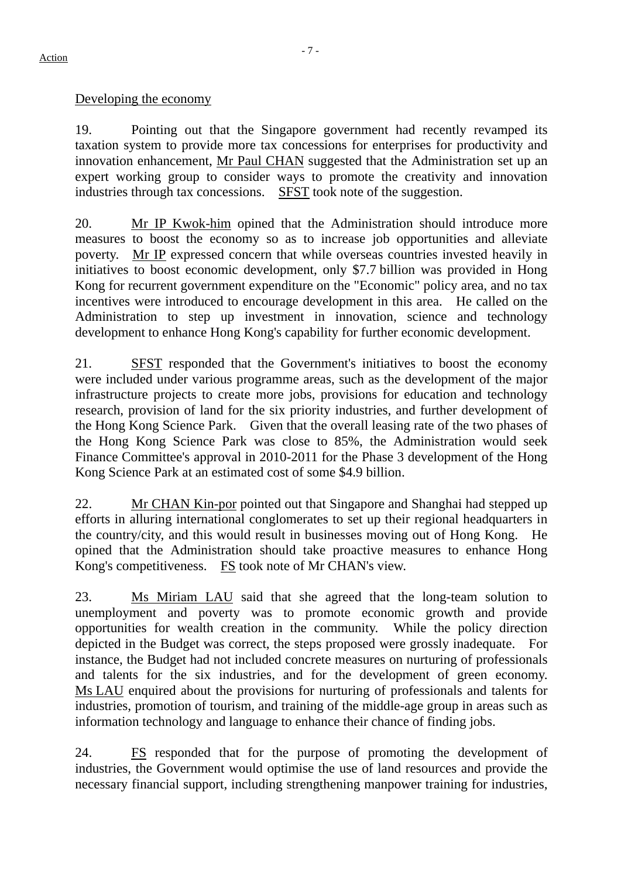Developing the economy

19. Pointing out that the Singapore government had recently revamped its taxation system to provide more tax concessions for enterprises for productivity and innovation enhancement, Mr Paul CHAN suggested that the Administration set up an expert working group to consider ways to promote the creativity and innovation industries through tax concessions. SFST took note of the suggestion.

20. Mr IP Kwok-him opined that the Administration should introduce more measures to boost the economy so as to increase job opportunities and alleviate poverty. Mr IP expressed concern that while overseas countries invested heavily in initiatives to boost economic development, only $7.7 billion was provided in Hong Kong for recurrent government expenditure on the "Economic" policy area, and no tax incentives were introduced to encourage development in this area. He called on the Administration to step up investment in innovation, science and technology development to enhance Hong Kong's capability for further economic development.

21. SFST responded that the Government's initiatives to boost the economy were included under various programme areas, such as the development of the major infrastructure projects to create more jobs, provisions for education and technology research, provision of land for the six priority industries, and further development of the Hong Kong Science Park. Given that the overall leasing rate of the two phases of the Hong Kong Science Park was close to 85%, the Administration would seek Finance Committee's approval in 2010-2011 for the Phase 3 development of the Hong Kong Science Park at an estimated cost of some $4.9 billion.

22. Mr CHAN Kin-por pointed out that Singapore and Shanghai had stepped up efforts in alluring international conglomerates to set up their regional headquarters in the country/city, and this would result in businesses moving out of Hong Kong. He opined that the Administration should take proactive measures to enhance Hong Kong's competitiveness. FS took note of Mr CHAN's view.

23. Ms Miriam LAU said that she agreed that the long-team solution to unemployment and poverty was to promote economic growth and provide opportunities for wealth creation in the community. While the policy direction depicted in the Budget was correct, the steps proposed were grossly inadequate. For instance, the Budget had not included concrete measures on nurturing of professionals and talents for the six industries, and for the development of green economy. Ms LAU enquired about the provisions for nurturing of professionals and talents for industries, promotion of tourism, and training of the middle-age group in areas such as information technology and language to enhance their chance of finding jobs.

24. FS responded that for the purpose of promoting the development of industries, the Government would optimise the use of land resources and provide the necessary financial support, including strengthening manpower training for industries,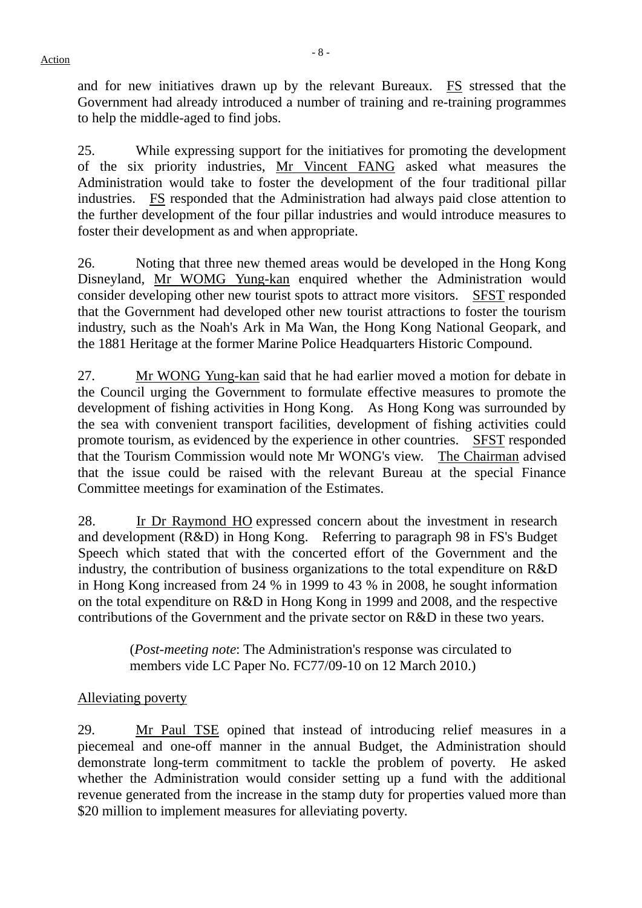and for new initiatives drawn up by the relevant Bureaux. FS stressed that the Government had already introduced a number of training and re-training programmes to help the middle-aged to find jobs.

25. While expressing support for the initiatives for promoting the development of the six priority industries, Mr Vincent FANG asked what measures the Administration would take to foster the development of the four traditional pillar industries. FS responded that the Administration had always paid close attention to the further development of the four pillar industries and would introduce measures to foster their development as and when appropriate.

26. Noting that three new themed areas would be developed in the Hong Kong Disneyland, Mr WOMG Yung-kan enquired whether the Administration would consider developing other new tourist spots to attract more visitors. SFST responded that the Government had developed other new tourist attractions to foster the tourism industry, such as the Noah's Ark in Ma Wan, the Hong Kong National Geopark, and the 1881 Heritage at the former Marine Police Headquarters Historic Compound.

27. Mr WONG Yung-kan said that he had earlier moved a motion for debate in the Council urging the Government to formulate effective measures to promote the development of fishing activities in Hong Kong. As Hong Kong was surrounded by the sea with convenient transport facilities, development of fishing activities could promote tourism, as evidenced by the experience in other countries. SFST responded that the Tourism Commission would note Mr WONG's view. The Chairman advised that the issue could be raised with the relevant Bureau at the special Finance Committee meetings for examination of the Estimates.

28. Ir Dr Raymond HO expressed concern about the investment in research and development (R&D) in Hong Kong. Referring to paragraph 98 in FS's Budget Speech which stated that with the concerted effort of the Government and the industry, the contribution of business organizations to the total expenditure on R&D in Hong Kong increased from 24 % in 1999 to 43 % in 2008, he sought information on the total expenditure on R&D in Hong Kong in 1999 and 2008, and the respective contributions of the Government and the private sector on R&D in these two years.

(*Post-meeting note*: The Administration's response was circulated to members vide LC Paper No. FC77/09-10 on 12 March 2010.)

Alleviating poverty

29. Mr Paul TSE opined that instead of introducing relief measures in a piecemeal and one-off manner in the annual Budget, the Administration should demonstrate long-term commitment to tackle the problem of poverty. He asked whether the Administration would consider setting up a fund with the additional revenue generated from the increase in the stamp duty for properties valued more than $20 million to implement measures for alleviating poverty.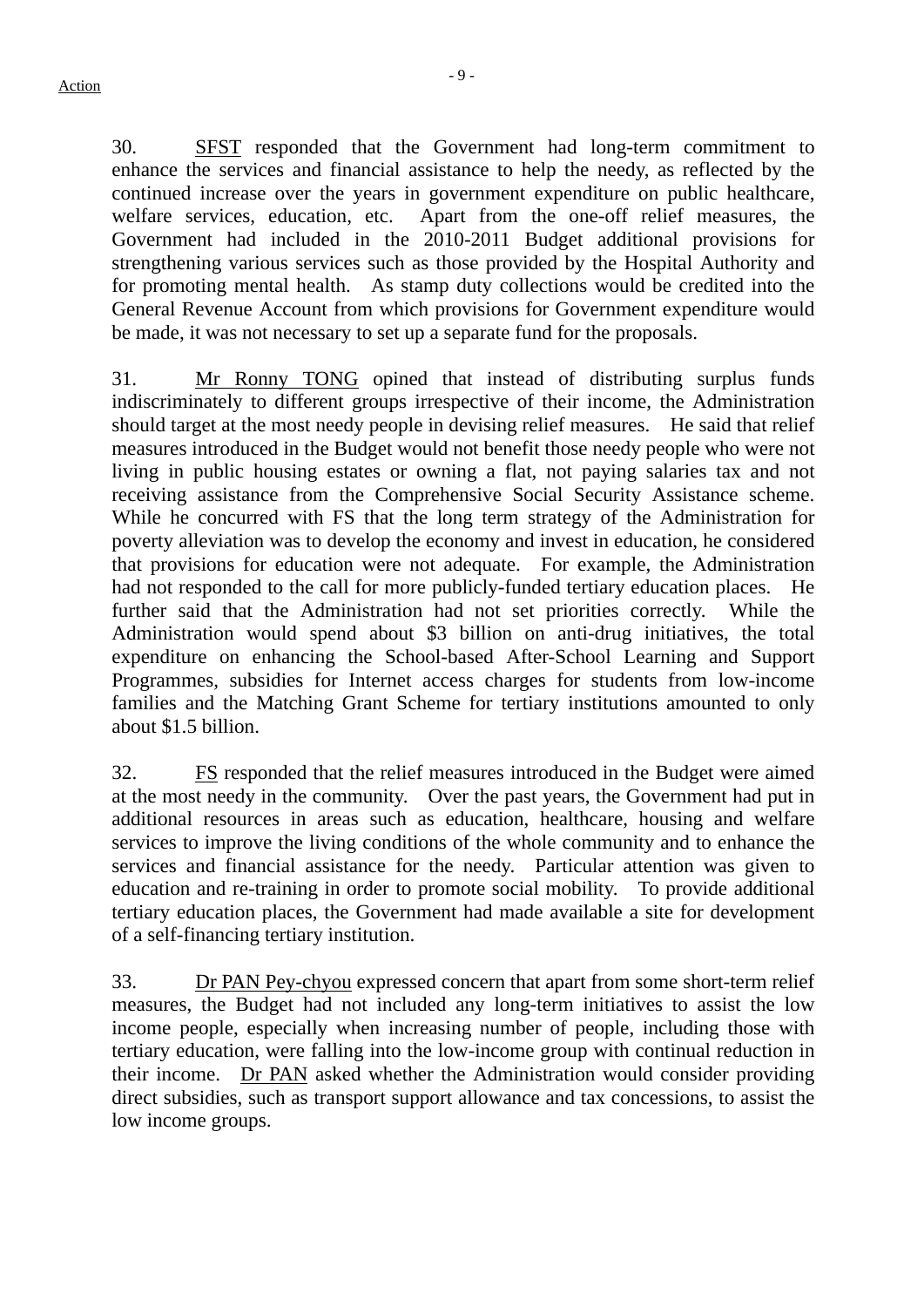30. SFST responded that the Government had long-term commitment to enhance the services and financial assistance to help the needy, as reflected by the continued increase over the years in government expenditure on public healthcare, welfare services, education, etc. Apart from the one-off relief measures, the Government had included in the 2010-2011 Budget additional provisions for strengthening various services such as those provided by the Hospital Authority and for promoting mental health. As stamp duty collections would be credited into the General Revenue Account from which provisions for Government expenditure would be made, it was not necessary to set up a separate fund for the proposals.

31. Mr Ronny TONG opined that instead of distributing surplus funds indiscriminately to different groups irrespective of their income, the Administration should target at the most needy people in devising relief measures. He said that relief measures introduced in the Budget would not benefit those needy people who were not living in public housing estates or owning a flat, not paying salaries tax and not receiving assistance from the Comprehensive Social Security Assistance scheme. While he concurred with FS that the long term strategy of the Administration for poverty alleviation was to develop the economy and invest in education, he considered that provisions for education were not adequate. For example, the Administration had not responded to the call for more publicly-funded tertiary education places. He further said that the Administration had not set priorities correctly. While the Administration would spend about $3 billion on anti-drug initiatives, the total expenditure on enhancing the School-based After-School Learning and Support Programmes, subsidies for Internet access charges for students from low-income families and the Matching Grant Scheme for tertiary institutions amounted to only about $1.5 billion.

32. FS responded that the relief measures introduced in the Budget were aimed at the most needy in the community. Over the past years, the Government had put in additional resources in areas such as education, healthcare, housing and welfare services to improve the living conditions of the whole community and to enhance the services and financial assistance for the needy. Particular attention was given to education and re-training in order to promote social mobility. To provide additional tertiary education places, the Government had made available a site for development of a self-financing tertiary institution.

33. Dr PAN Pey-chyou expressed concern that apart from some short-term relief measures, the Budget had not included any long-term initiatives to assist the low income people, especially when increasing number of people, including those with tertiary education, were falling into the low-income group with continual reduction in their income. Dr PAN asked whether the Administration would consider providing direct subsidies, such as transport support allowance and tax concessions, to assist the low income groups.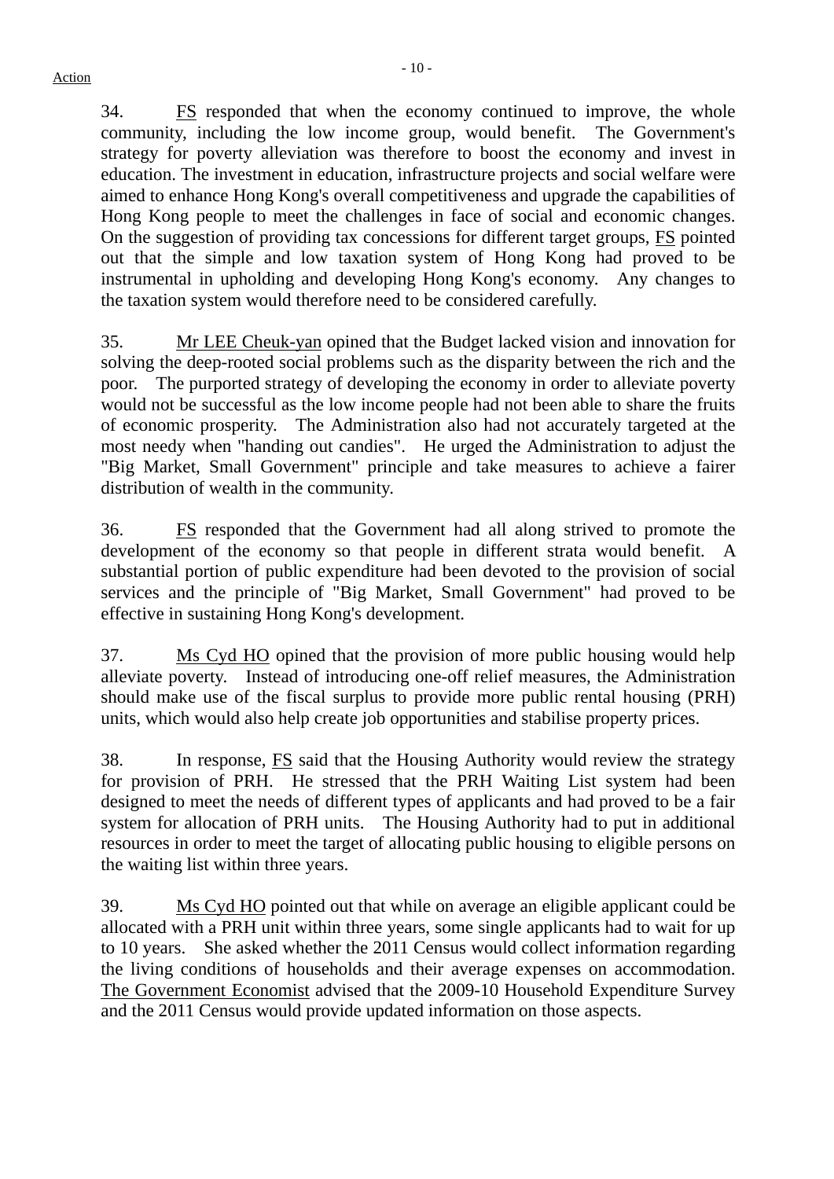34. FS responded that when the economy continued to improve, the whole community, including the low income group, would benefit. The Government's strategy for poverty alleviation was therefore to boost the economy and invest in education. The investment in education, infrastructure projects and social welfare were aimed to enhance Hong Kong's overall competitiveness and upgrade the capabilities of Hong Kong people to meet the challenges in face of social and economic changes. On the suggestion of providing tax concessions for different target groups, FS pointed out that the simple and low taxation system of Hong Kong had proved to be instrumental in upholding and developing Hong Kong's economy. Any changes to the taxation system would therefore need to be considered carefully.

35. Mr LEE Cheuk-yan opined that the Budget lacked vision and innovation for solving the deep-rooted social problems such as the disparity between the rich and the poor. The purported strategy of developing the economy in order to alleviate poverty would not be successful as the low income people had not been able to share the fruits of economic prosperity. The Administration also had not accurately targeted at the most needy when "handing out candies". He urged the Administration to adjust the "Big Market, Small Government" principle and take measures to achieve a fairer distribution of wealth in the community.

36. FS responded that the Government had all along strived to promote the development of the economy so that people in different strata would benefit. A substantial portion of public expenditure had been devoted to the provision of social services and the principle of "Big Market, Small Government" had proved to be effective in sustaining Hong Kong's development.

37. Ms Cyd HO opined that the provision of more public housing would help alleviate poverty. Instead of introducing one-off relief measures, the Administration should make use of the fiscal surplus to provide more public rental housing (PRH) units, which would also help create job opportunities and stabilise property prices.

38. In response, FS said that the Housing Authority would review the strategy for provision of PRH. He stressed that the PRH Waiting List system had been designed to meet the needs of different types of applicants and had proved to be a fair system for allocation of PRH units. The Housing Authority had to put in additional resources in order to meet the target of allocating public housing to eligible persons on the waiting list within three years.

39. Ms Cyd HO pointed out that while on average an eligible applicant could be allocated with a PRH unit within three years, some single applicants had to wait for up to 10 years. She asked whether the 2011 Census would collect information regarding the living conditions of households and their average expenses on accommodation. The Government Economist advised that the 2009-10 Household Expenditure Survey and the 2011 Census would provide updated information on those aspects.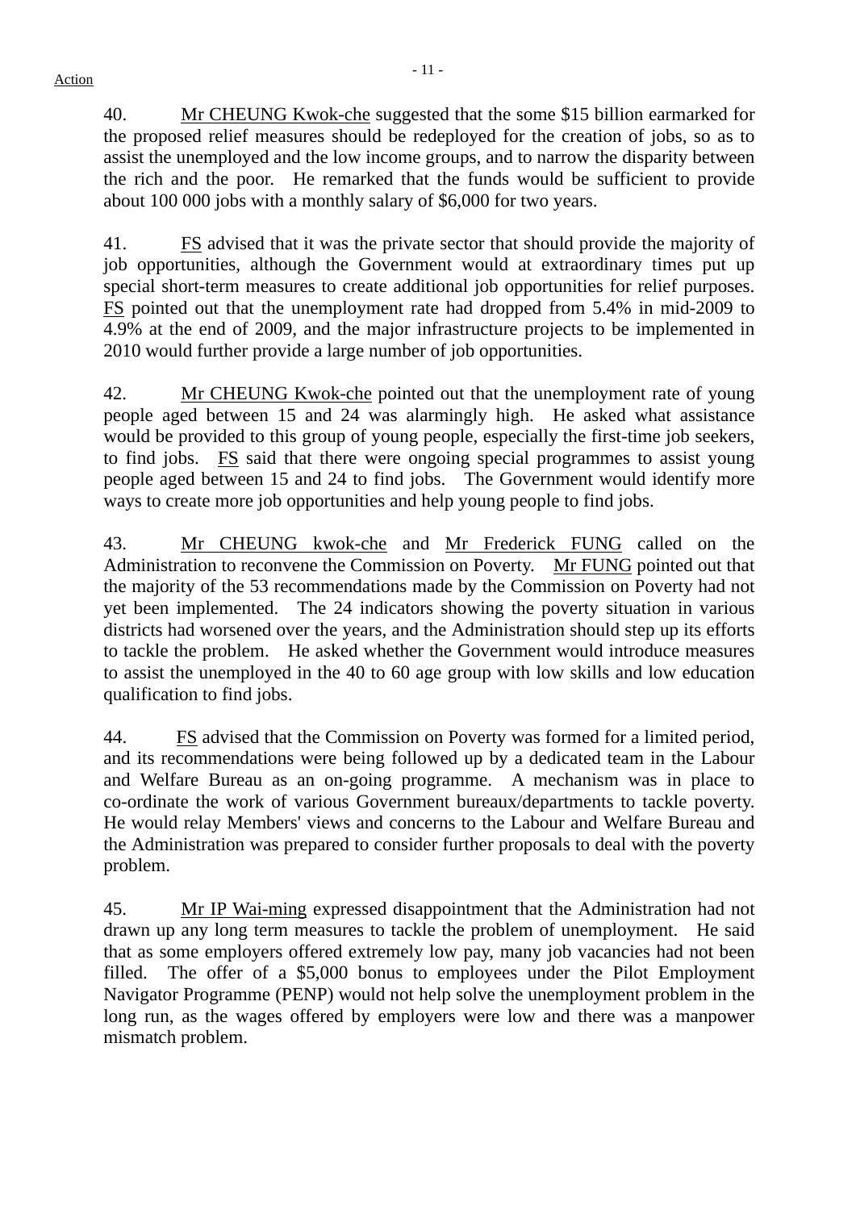40. Mr CHEUNG Kwok-che suggested that the some $15 billion earmarked for the proposed relief measures should be redeployed for the creation of jobs, so as to assist the unemployed and the low income groups, and to narrow the disparity between the rich and the poor. He remarked that the funds would be sufficient to provide about 100 000 jobs with a monthly salary of $6,000 for two years.

41. FS advised that it was the private sector that should provide the majority of job opportunities, although the Government would at extraordinary times put up special short-term measures to create additional job opportunities for relief purposes. FS pointed out that the unemployment rate had dropped from 5.4% in mid-2009 to 4.9% at the end of 2009, and the major infrastructure projects to be implemented in 2010 would further provide a large number of job opportunities.

42. Mr CHEUNG Kwok-che pointed out that the unemployment rate of young people aged between 15 and 24 was alarmingly high. He asked what assistance would be provided to this group of young people, especially the first-time job seekers, to find jobs. FS said that there were ongoing special programmes to assist young people aged between 15 and 24 to find jobs. The Government would identify more ways to create more job opportunities and help young people to find jobs.

43. Mr CHEUNG kwok-che and Mr Frederick FUNG called on the Administration to reconvene the Commission on Poverty. Mr FUNG pointed out that the majority of the 53 recommendations made by the Commission on Poverty had not yet been implemented. The 24 indicators showing the poverty situation in various districts had worsened over the years, and the Administration should step up its efforts to tackle the problem. He asked whether the Government would introduce measures to assist the unemployed in the 40 to 60 age group with low skills and low education qualification to find jobs.

44. FS advised that the Commission on Poverty was formed for a limited period, and its recommendations were being followed up by a dedicated team in the Labour and Welfare Bureau as an on-going programme. A mechanism was in place to co-ordinate the work of various Government bureaux/departments to tackle poverty. He would relay Members' views and concerns to the Labour and Welfare Bureau and the Administration was prepared to consider further proposals to deal with the poverty problem.

45. Mr IP Wai-ming expressed disappointment that the Administration had not drawn up any long term measures to tackle the problem of unemployment. He said that as some employers offered extremely low pay, many job vacancies had not been filled. The offer of a $5,000 bonus to employees under the Pilot Employment Navigator Programme (PENP) would not help solve the unemployment problem in the long run, as the wages offered by employers were low and there was a manpower mismatch problem.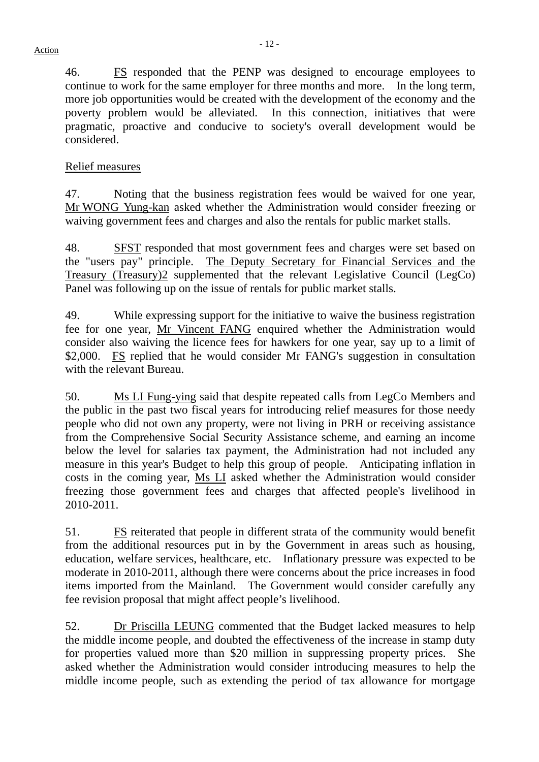46. FS responded that the PENP was designed to encourage employees to continue to work for the same employer for three months and more. In the long term, more job opportunities would be created with the development of the economy and the poverty problem would be alleviated. In this connection, initiatives that were pragmatic, proactive and conducive to society's overall development would be considered.

## Relief measures

47. Noting that the business registration fees would be waived for one year, Mr WONG Yung-kan asked whether the Administration would consider freezing or waiving government fees and charges and also the rentals for public market stalls.

48. SFST responded that most government fees and charges were set based on the "users pay" principle. The Deputy Secretary for Financial Services and the Treasury (Treasury)2 supplemented that the relevant Legislative Council (LegCo) Panel was following up on the issue of rentals for public market stalls.

49. While expressing support for the initiative to waive the business registration fee for one year, Mr Vincent FANG enquired whether the Administration would consider also waiving the licence fees for hawkers for one year, say up to a limit of $2,000. FS replied that he would consider Mr FANG's suggestion in consultation with the relevant Bureau.

50. Ms LI Fung-ying said that despite repeated calls from LegCo Members and the public in the past two fiscal years for introducing relief measures for those needy people who did not own any property, were not living in PRH or receiving assistance from the Comprehensive Social Security Assistance scheme, and earning an income below the level for salaries tax payment, the Administration had not included any measure in this year's Budget to help this group of people. Anticipating inflation in costs in the coming year, Ms LI asked whether the Administration would consider freezing those government fees and charges that affected people's livelihood in 2010-2011.

51. FS reiterated that people in different strata of the community would benefit from the additional resources put in by the Government in areas such as housing, education, welfare services, healthcare, etc. Inflationary pressure was expected to be moderate in 2010-2011, although there were concerns about the price increases in food items imported from the Mainland. The Government would consider carefully any fee revision proposal that might affect people's livelihood.

52. Dr Priscilla LEUNG commented that the Budget lacked measures to help the middle income people, and doubted the effectiveness of the increase in stamp duty for properties valued more than $20 million in suppressing property prices. She asked whether the Administration would consider introducing measures to help the middle income people, such as extending the period of tax allowance for mortgage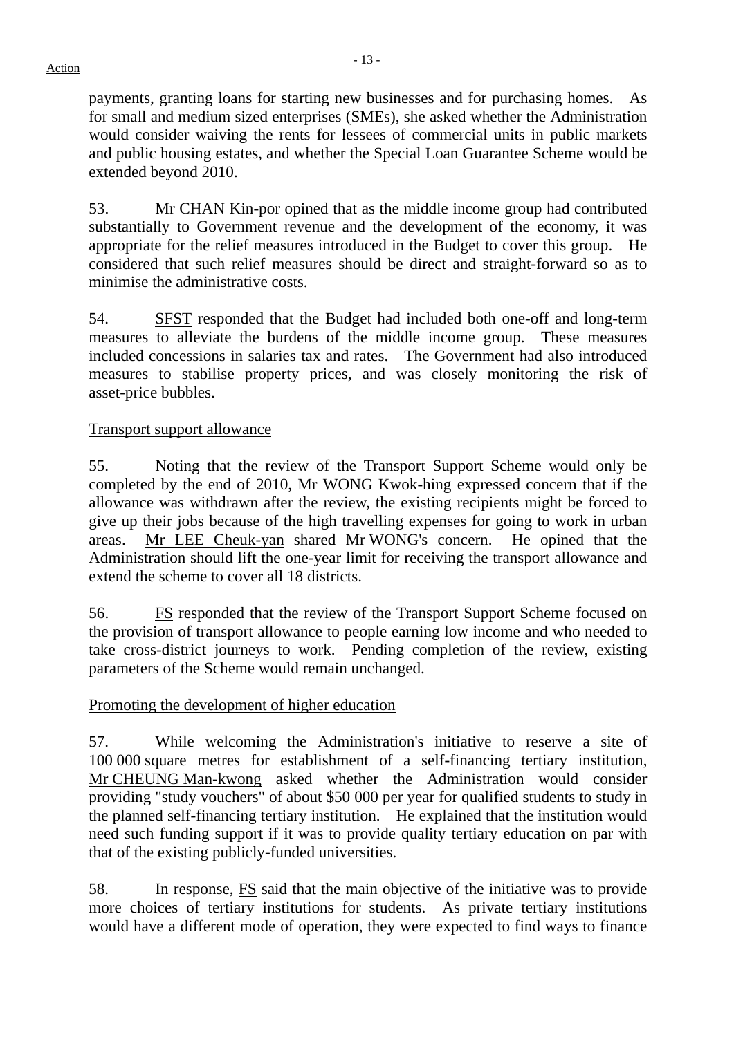payments, granting loans for starting new businesses and for purchasing homes. As for small and medium sized enterprises (SMEs), she asked whether the Administration would consider waiving the rents for lessees of commercial units in public markets and public housing estates, and whether the Special Loan Guarantee Scheme would be extended beyond 2010.

53. Mr CHAN Kin-por opined that as the middle income group had contributed substantially to Government revenue and the development of the economy, it was appropriate for the relief measures introduced in the Budget to cover this group. He considered that such relief measures should be direct and straight-forward so as to minimise the administrative costs.

54. SFST responded that the Budget had included both one-off and long-term measures to alleviate the burdens of the middle income group. These measures included concessions in salaries tax and rates. The Government had also introduced measures to stabilise property prices, and was closely monitoring the risk of asset-price bubbles.

Transport support allowance

55. Noting that the review of the Transport Support Scheme would only be completed by the end of 2010, Mr WONG Kwok-hing expressed concern that if the allowance was withdrawn after the review, the existing recipients might be forced to give up their jobs because of the high travelling expenses for going to work in urban areas. Mr LEE Cheuk-yan shared Mr WONG's concern. He opined that the Administration should lift the one-year limit for receiving the transport allowance and extend the scheme to cover all 18 districts.

56. FS responded that the review of the Transport Support Scheme focused on the provision of transport allowance to people earning low income and who needed to take cross-district journeys to work. Pending completion of the review, existing parameters of the Scheme would remain unchanged.

Promoting the development of higher education

57. While welcoming the Administration's initiative to reserve a site of 100 000 square metres for establishment of a self-financing tertiary institution, Mr CHEUNG Man-kwong asked whether the Administration would consider providing "study vouchers" of about $50 000 per year for qualified students to study in the planned self-financing tertiary institution. He explained that the institution would need such funding support if it was to provide quality tertiary education on par with that of the existing publicly-funded universities.

58. In response, FS said that the main objective of the initiative was to provide more choices of tertiary institutions for students. As private tertiary institutions would have a different mode of operation, they were expected to find ways to finance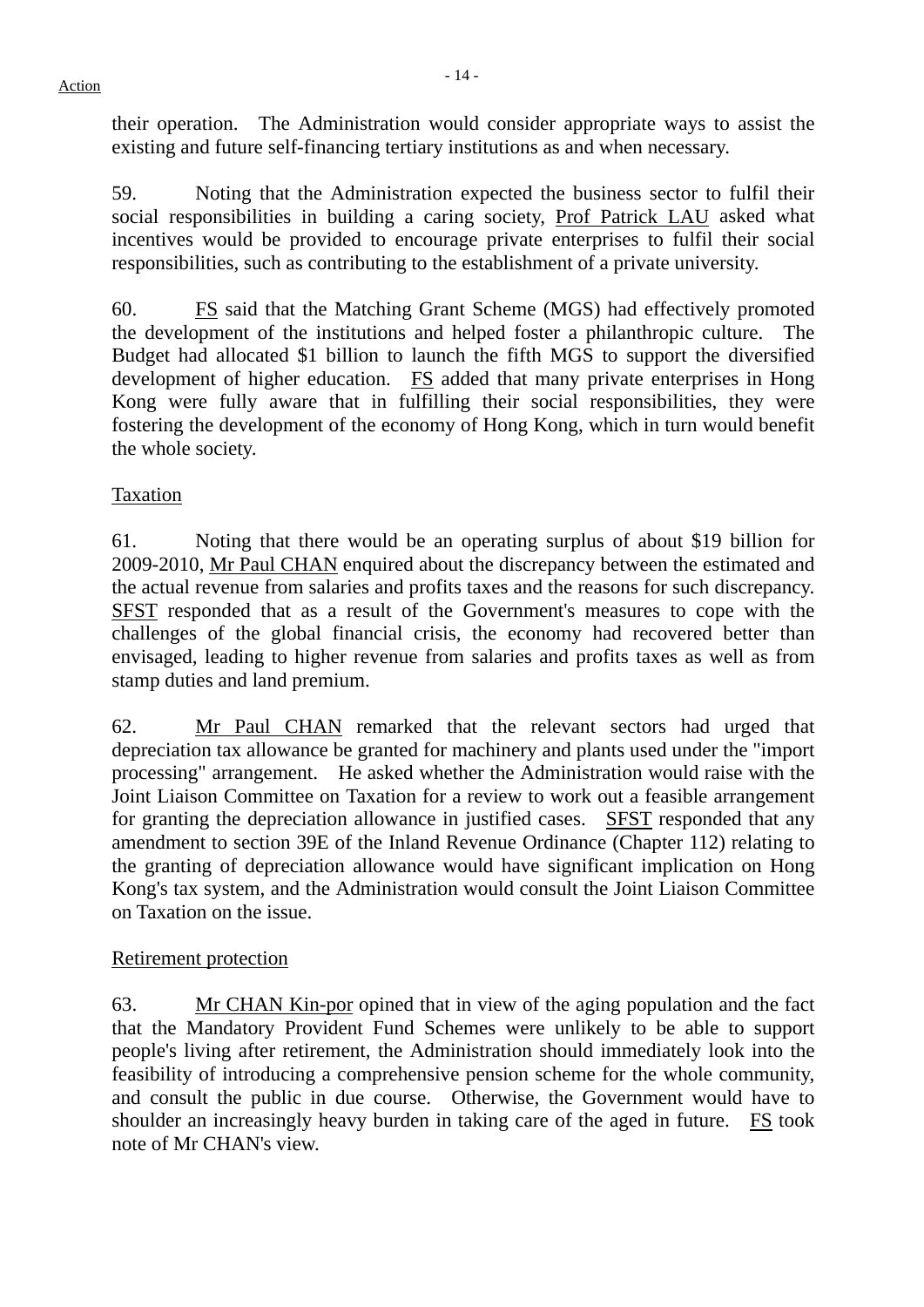their operation. The Administration would consider appropriate ways to assist the existing and future self-financing tertiary institutions as and when necessary.

59. Noting that the Administration expected the business sector to fulfil their social responsibilities in building a caring society, Prof Patrick LAU asked what incentives would be provided to encourage private enterprises to fulfil their social responsibilities, such as contributing to the establishment of a private university.

60. FS said that the Matching Grant Scheme (MGS) had effectively promoted the development of the institutions and helped foster a philanthropic culture. The Budget had allocated $1 billion to launch the fifth MGS to support the diversified development of higher education. FS added that many private enterprises in Hong Kong were fully aware that in fulfilling their social responsibilities, they were fostering the development of the economy of Hong Kong, which in turn would benefit the whole society.

Taxation

61. Noting that there would be an operating surplus of about $19 billion for 2009-2010, Mr Paul CHAN enquired about the discrepancy between the estimated and the actual revenue from salaries and profits taxes and the reasons for such discrepancy. SFST responded that as a result of the Government's measures to cope with the challenges of the global financial crisis, the economy had recovered better than envisaged, leading to higher revenue from salaries and profits taxes as well as from stamp duties and land premium.

62. Mr Paul CHAN remarked that the relevant sectors had urged that depreciation tax allowance be granted for machinery and plants used under the "import processing" arrangement. He asked whether the Administration would raise with the Joint Liaison Committee on Taxation for a review to work out a feasible arrangement for granting the depreciation allowance in justified cases. SFST responded that any amendment to section 39E of the Inland Revenue Ordinance (Chapter 112) relating to the granting of depreciation allowance would have significant implication on Hong Kong's tax system, and the Administration would consult the Joint Liaison Committee on Taxation on the issue.

Retirement protection

63. Mr CHAN Kin-por opined that in view of the aging population and the fact that the Mandatory Provident Fund Schemes were unlikely to be able to support people's living after retirement, the Administration should immediately look into the feasibility of introducing a comprehensive pension scheme for the whole community, and consult the public in due course. Otherwise, the Government would have to shoulder an increasingly heavy burden in taking care of the aged in future. FS took note of Mr CHAN's view.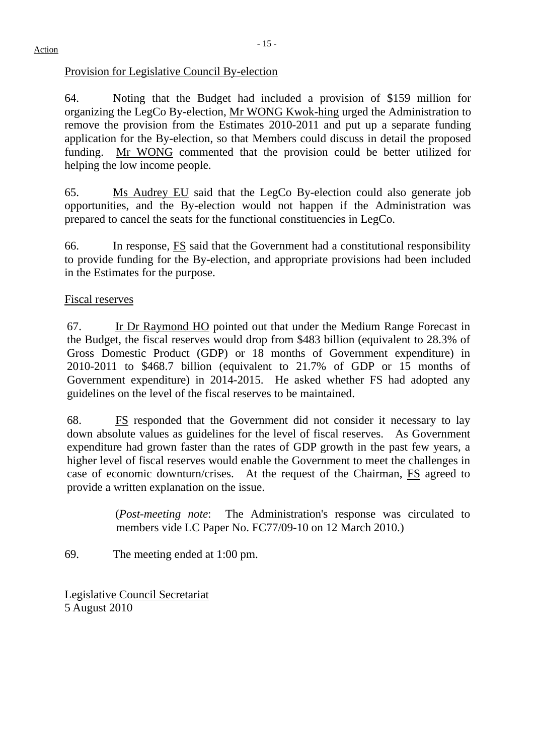Provision for Legislative Council By-election

64. Noting that the Budget had included a provision of $159 million for organizing the LegCo By-election, Mr WONG Kwok-hing urged the Administration to remove the provision from the Estimates 2010-2011 and put up a separate funding application for the By-election, so that Members could discuss in detail the proposed funding. Mr WONG commented that the provision could be better utilized for helping the low income people.

65. Ms Audrey EU said that the LegCo By-election could also generate job opportunities, and the By-election would not happen if the Administration was prepared to cancel the seats for the functional constituencies in LegCo.

66. In response, FS said that the Government had a constitutional responsibility to provide funding for the By-election, and appropriate provisions had been included in the Estimates for the purpose.

Fiscal reserves

67. Ir Dr Raymond HO pointed out that under the Medium Range Forecast in the Budget, the fiscal reserves would drop from $483 billion (equivalent to 28.3% of Gross Domestic Product (GDP) or 18 months of Government expenditure) in 2010-2011 to $468.7 billion (equivalent to 21.7% of GDP or 15 months of Government expenditure) in 2014-2015. He asked whether FS had adopted any guidelines on the level of the fiscal reserves to be maintained.

68. FS responded that the Government did not consider it necessary to lay down absolute values as guidelines for the level of fiscal reserves. As Government expenditure had grown faster than the rates of GDP growth in the past few years, a higher level of fiscal reserves would enable the Government to meet the challenges in case of economic downturn/crises. At the request of the Chairman, FS agreed to provide a written explanation on the issue.

> (*Post-meeting note*: The Administration's response was circulated to members vide LC Paper No. FC77/09-10 on 12 March 2010.)

69. The meeting ended at 1:00 pm.

Legislative Council Secretariat
5 August 2010